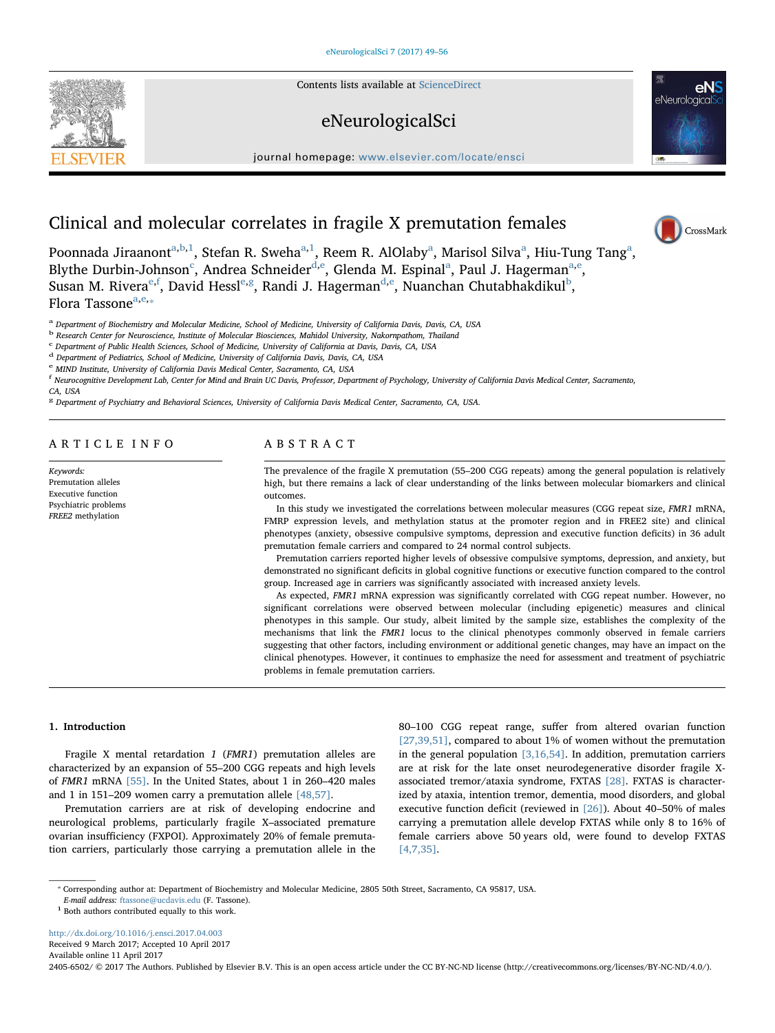# Clinical and molecular correlates in fragile X premutation females

Poonnada Jiraanont[a,b,1], Stefan R. Sweha[a,1], Reem R. AlOlaby[a], Marisol Silva[a], Hiu-Tung Tang[a], Blythe Durbin-Johnson[c], Andrea Schneider[d,e], Glenda M. Espinal[a], Paul J. Hagerman[a,e], Susan M. Rivera[e,f], David Hessl[e,g], Randi J. Hagerman[d,e], Nuanchan Chutabhakdikul[b], Flora Tassone[a,e,*]

[a] Department of Biochemistry and Molecular Medicine, School of Medicine, University of California Davis, Davis, CA, USA
[b] Research Center for Neuroscience, Institute of Molecular Biosciences, Mahidol University, Nakornpathom, Thailand
[c] Department of Public Health Sciences, School of Medicine, University of California at Davis, Davis, CA, USA
[d] Department of Pediatrics, School of Medicine, University of California Davis, Davis, CA, USA
[e] MIND Institute, University of California Davis Medical Center, Sacramento, CA, USA
[f] Neurocognitive Development Lab, Center for Mind and Brain UC Davis, Professor, Department of Psychology, University of California Davis Medical Center, Sacramento, CA, USA
[g] Department of Psychiatry and Behavioral Sciences, University of California Davis Medical Center, Sacramento, CA, USA.

## ARTICLE INFO

*Keywords:*
Premutation alleles
Executive function
Psychiatric problems
*FREE2* methylation

## ABSTRACT

The prevalence of the fragile X premutation (55–200 CGG repeats) among the general population is relatively high, but there remains a lack of clear understanding of the links between molecular biomarkers and clinical outcomes.

In this study we investigated the correlations between molecular measures (CGG repeat size, *FMR1* mRNA, FMRP expression levels, and methylation status at the promoter region and in FREE2 site) and clinical phenotypes (anxiety, obsessive compulsive symptoms, depression and executive function deficits) in 36 adult premutation female carriers and compared to 24 normal control subjects.

Premutation carriers reported higher levels of obsessive compulsive symptoms, depression, and anxiety, but demonstrated no significant deficits in global cognitive functions or executive function compared to the control group. Increased age in carriers was significantly associated with increased anxiety levels.

As expected, *FMR1* mRNA expression was significantly correlated with CGG repeat number. However, no significant correlations were observed between molecular (including epigenetic) measures and clinical phenotypes in this sample. Our study, albeit limited by the sample size, establishes the complexity of the mechanisms that link the *FMR1* locus to the clinical phenotypes commonly observed in female carriers suggesting that other factors, including environment or additional genetic changes, may have an impact on the clinical phenotypes. However, it continues to emphasize the need for assessment and treatment of psychiatric problems in female premutation carriers.

## 1. Introduction

Fragile X mental retardation *1* (*FMR1*) premutation alleles are characterized by an expansion of 55–200 CGG repeats and high levels of *FMR1* mRNA [55]. In the United States, about 1 in 260–420 males and 1 in 151–209 women carry a premutation allele [48,57].

Premutation carriers are at risk of developing endocrine and neurological problems, particularly fragile X–associated premature ovarian insufficiency (FXPOI). Approximately 20% of female premutation carriers, particularly those carrying a premutation allele in the 80–100 CGG repeat range, suffer from altered ovarian function [27,39,51], compared to about 1% of women without the premutation in the general population [3,16,54]. In addition, premutation carriers are at risk for the late onset neurodegenerative disorder fragile X-associated tremor/ataxia syndrome, FXTAS [28]. FXTAS is characterized by ataxia, intention tremor, dementia, mood disorders, and global executive function deficit (reviewed in [26]). About 40–50% of males carrying a premutation allele develop FXTAS while only 8 to 16% of female carriers above 50 years old, were found to develop FXTAS [4,7,35].

* Corresponding author at: Department of Biochemistry and Molecular Medicine, 2805 50th Street, Sacramento, CA 95817, USA.
*E-mail address:* ftassone@ucdavis.edu (F. Tassone).
[1] Both authors contributed equally to this work.

http://dx.doi.org/10.1016/j.ensci.2017.04.003
Received 9 March 2017; Accepted 10 April 2017
Available online 11 April 2017
2405-6502/ © 2017 The Authors. Published by Elsevier B.V. This is an open access article under the CC BY-NC-ND license (http://creativecommons.org/licenses/BY-NC-ND/4.0/).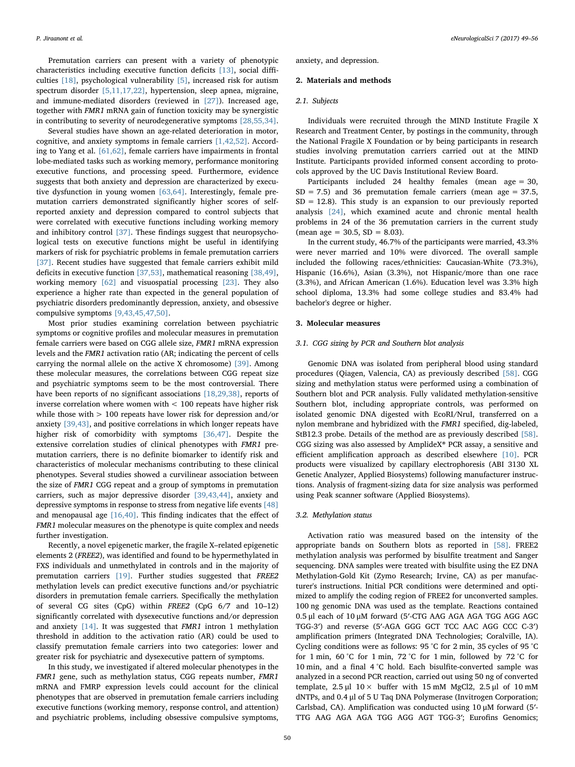Premutation carriers can present with a variety of phenotypic characteristics including executive function deficits [13], social difficulties [18], psychological vulnerability [5], increased risk for autism spectrum disorder [5,11,17,22], hypertension, sleep apnea, migraine, and immune-mediated disorders (reviewed in [27]). Increased age, together with *FMR1* mRNA gain of function toxicity may be synergistic in contributing to severity of neurodegenerative symptoms [28,55,34].

Several studies have shown an age-related deterioration in motor, cognitive, and anxiety symptoms in female carriers [1,42,52]. According to Yang et al. [61,62], female carriers have impairments in frontal lobe-mediated tasks such as working memory, performance monitoring executive functions, and processing speed. Furthermore, evidence suggests that both anxiety and depression are characterized by executive dysfunction in young women [63,64]. Interestingly, female premutation carriers demonstrated significantly higher scores of self-reported anxiety and depression compared to control subjects that were correlated with executive functions including working memory and inhibitory control [37]. These findings suggest that neuropsychological tests on executive functions might be useful in identifying markers of risk for psychiatric problems in female premutation carriers [37]. Recent studies have suggested that female carriers exhibit mild deficits in executive function [37,53], mathematical reasoning [38,49], working memory [62] and visuospatial processing [23]. They also experience a higher rate than expected in the general population of psychiatric disorders predominantly depression, anxiety, and obsessive compulsive symptoms [9,43,45,47,50].

Most prior studies examining correlation between psychiatric symptoms or cognitive profiles and molecular measures in premutation female carriers were based on CGG allele size, *FMR1* mRNA expression levels and the *FMR1* activation ratio (AR; indicating the percent of cells carrying the normal allele on the active X chromosome) [39]. Among these molecular measures, the correlations between CGG repeat size and psychiatric symptoms seem to be the most controversial. There have been reports of no significant associations [18,29,38], reports of inverse correlation where women with < 100 repeats have higher risk while those with > 100 repeats have lower risk for depression and/or anxiety [39,43], and positive correlations in which longer repeats have higher risk of comorbidity with symptoms [36,47]. Despite the extensive correlation studies of clinical phenotypes with *FMR1* premutation carriers, there is no definite biomarker to identify risk and characteristics of molecular mechanisms contributing to these clinical phenotypes. Several studies showed a curvilinear association between the size of *FMR1* CGG repeat and a group of symptoms in premutation carriers, such as major depressive disorder [39,43,44], anxiety and depressive symptoms in response to stress from negative life events [48] and menopausal age [16,40]. This finding indicates that the effect of *FMR1* molecular measures on the phenotype is quite complex and needs further investigation.

Recently, a novel epigenetic marker, the fragile X–related epigenetic elements 2 (*FREE2*), was identified and found to be hypermethylated in FXS individuals and unmethylated in controls and in the majority of premutation carriers [19]. Further studies suggested that *FREE2* methylation levels can predict executive functions and/or psychiatric disorders in premutation female carriers. Specifically the methylation of several CG sites (CpG) within *FREE2* (CpG 6/7 and 10–12) significantly correlated with dysexecutive functions and/or depression and anxiety [14]. It was suggested that *FMR1* intron 1 methylation threshold in addition to the activation ratio (AR) could be used to classify premutation female carriers into two categories: lower and greater risk for psychiatric and dysexecutive pattern of symptoms.

In this study, we investigated if altered molecular phenotypes in the *FMR1* gene, such as methylation status, CGG repeats number, *FMR1* mRNA and FMRP expression levels could account for the clinical phenotypes that are observed in premutation female carriers including executive functions (working memory, response control, and attention) and psychiatric problems, including obsessive compulsive symptoms, anxiety, and depression.

## 2. Materials and methods

### 2.1. Subjects

Individuals were recruited through the MIND Institute Fragile X Research and Treatment Center, by postings in the community, through the National Fragile X Foundation or by being participants in research studies involving premutation carriers carried out at the MIND Institute. Participants provided informed consent according to protocols approved by the UC Davis Institutional Review Board.

Participants included 24 healthy females (mean age = 30, SD = 7.5) and 36 premutation female carriers (mean age = 37.5, SD = 12.8). This study is an expansion to our previously reported analysis [24], which examined acute and chronic mental health problems in 24 of the 36 premutation carriers in the current study (mean age = 30.5, SD = 8.03).

In the current study, 46.7% of the participants were married, 43.3% were never married and 10% were divorced. The overall sample included the following races/ethnicities: Caucasian-White (73.3%), Hispanic (16.6%), Asian (3.3%), not Hispanic/more than one race (3.3%), and African American (1.6%). Education level was 3.3% high school diploma, 13.3% had some college studies and 83.4% had bachelor's degree or higher.

## 3. Molecular measures

### 3.1. CGG sizing by PCR and Southern blot analysis

Genomic DNA was isolated from peripheral blood using standard procedures (Qiagen, Valencia, CA) as previously described [58]. CGG sizing and methylation status were performed using a combination of Southern blot and PCR analysis. Fully validated methylation-sensitive Southern blot, including appropriate controls, was performed on isolated genomic DNA digested with EcoRI/NruI, transferred on a nylon membrane and hybridized with the *FMR1* specified, dig-labeled, StB12.3 probe. Details of the method are as previously described [58]. CGG sizing was also assessed by AmplideX® PCR assay, a sensitive and efficient amplification approach as described elsewhere [10]. PCR products were visualized by capillary electrophoresis (ABI 3130 XL Genetic Analyzer, Applied Biosystems) following manufacturer instructions. Analysis of fragment-sizing data for size analysis was performed using Peak scanner software (Applied Biosystems).

### 3.2. Methylation status

Activation ratio was measured based on the intensity of the appropriate bands on Southern blots as reported in [58]. FREE2 methylation analysis was performed by bisulfite treatment and Sanger sequencing. DNA samples were treated with bisulfite using the EZ DNA Methylation-Gold Kit (Zymo Research; Irvine, CA) as per manufacturer's instructions. Initial PCR conditions were determined and optimized to amplify the coding region of FREE2 for unconverted samples. 100 ng genomic DNA was used as the template. Reactions contained 0.5 μl each of 10 μM forward (5′-CTG AAG AGA AGA TGG AGG AGC TGG-3′) and reverse (5′-AGA GGG GCT TCC AAC AGG CCC C-3′) amplification primers (Integrated DNA Technologies; Coralville, IA). Cycling conditions were as follows: 95 °C for 2 min, 35 cycles of 95 °C for 1 min, 60 °C for 1 min, 72 °C for 1 min, followed by 72 °C for 10 min, and a final 4 °C hold. Each bisulfite-converted sample was analyzed in a second PCR reaction, carried out using 50 ng of converted template, 2.5 μl 10× buffer with 15 mM $MgCl_2$, 2.5 μl of 10 mM dNTPs, and 0.4 μl of 5 U Taq DNA Polymerase (Invitrogen Corporation; Carlsbad, CA). Amplification was conducted using 10 μM forward (5′-TTG AAG AGA AGA TGG AGG AGT TGG-3′; Eurofins Genomics;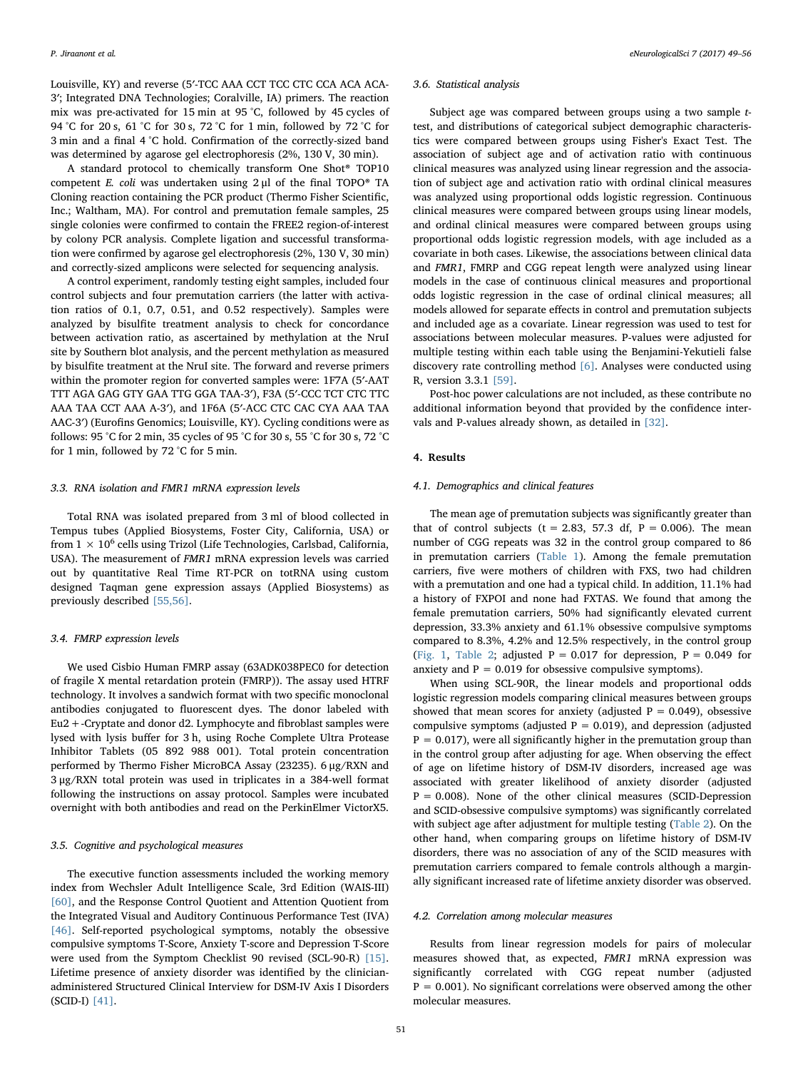Louisville, KY) and reverse (5′-TCC AAA CCT TCC CTC CCA ACA ACA-3′; Integrated DNA Technologies; Coralville, IA) primers. The reaction mix was pre-activated for 15 min at 95 °C, followed by 45 cycles of 94 °C for 20 s, 61 °C for 30 s, 72 °C for 1 min, followed by 72 °C for 3 min and a final 4 °C hold. Confirmation of the correctly-sized band was determined by agarose gel electrophoresis (2%, 130 V, 30 min).

A standard protocol to chemically transform One Shot® TOP10 competent *E. coli* was undertaken using 2 μl of the final TOPO® TA Cloning reaction containing the PCR product (Thermo Fisher Scientific, Inc.; Waltham, MA). For control and premutation female samples, 25 single colonies were confirmed to contain the FREE2 region-of-interest by colony PCR analysis. Complete ligation and successful transformation were confirmed by agarose gel electrophoresis (2%, 130 V, 30 min) and correctly-sized amplicons were selected for sequencing analysis.

A control experiment, randomly testing eight samples, included four control subjects and four premutation carriers (the latter with activation ratios of 0.1, 0.7, 0.51, and 0.52 respectively). Samples were analyzed by bisulfite treatment analysis to check for concordance between activation ratio, as ascertained by methylation at the NruI site by Southern blot analysis, and the percent methylation as measured by bisulfite treatment at the NruI site. The forward and reverse primers within the promoter region for converted samples were: 1F7A (5′-AAT TTT AGA GAG GTY GAA TTG GGA TAA-3′), F3A (5′-CCC TCT CTC TTC AAA TAA CCT AAA A-3′), and 1F6A (5′-ACC CTC CAC CYA AAA TAA AAC-3′) (Eurofins Genomics; Louisville, KY). Cycling conditions were as follows: 95 °C for 2 min, 35 cycles of 95 °C for 30 s, 55 °C for 30 s, 72 °C for 1 min, followed by 72 °C for 5 min.

### 3.3. RNA isolation and FMR1 mRNA expression levels

Total RNA was isolated prepared from 3 ml of blood collected in Tempus tubes (Applied Biosystems, Foster City, California, USA) or from $1 \times 10^6$ cells using Trizol (Life Technologies, Carlsbad, California, USA). The measurement of *FMR1* mRNA expression levels was carried out by quantitative Real Time RT-PCR on totRNA using custom designed Taqman gene expression assays (Applied Biosystems) as previously described [55,56].

### 3.4. FMRP expression levels

We used Cisbio Human FMRP assay (63ADK038PEC0 for detection of fragile X mental retardation protein (FMRP)). The assay used HTRF technology. It involves a sandwich format with two specific monoclonal antibodies conjugated to fluorescent dyes. The donor labeled with Eu2+-Cryptate and donor d2. Lymphocyte and fibroblast samples were lysed with lysis buffer for 3 h, using Roche Complete Ultra Protease Inhibitor Tablets (05 892 988 001). Total protein concentration performed by Thermo Fisher MicroBCA Assay (23235). 6 μg/RXN and 3 μg/RXN total protein was used in triplicates in a 384-well format following the instructions on assay protocol. Samples were incubated overnight with both antibodies and read on the PerkinElmer VictorX5.

### 3.5. Cognitive and psychological measures

The executive function assessments included the working memory index from Wechsler Adult Intelligence Scale, 3rd Edition (WAIS-III) [60], and the Response Control Quotient and Attention Quotient from the Integrated Visual and Auditory Continuous Performance Test (IVA) [46]. Self-reported psychological symptoms, notably the obsessive compulsive symptoms T-Score, Anxiety T-score and Depression T-Score were used from the Symptom Checklist 90 revised (SCL-90-R) [15]. Lifetime presence of anxiety disorder was identified by the clinician-administered Structured Clinical Interview for DSM-IV Axis I Disorders (SCID-I) [41].

### 3.6. Statistical analysis

Subject age was compared between groups using a two sample *t*-test, and distributions of categorical subject demographic characteristics were compared between groups using Fisher's Exact Test. The association of subject age and of activation ratio with continuous clinical measures was analyzed using linear regression and the association of subject age and activation ratio with ordinal clinical measures was analyzed using proportional odds logistic regression. Continuous clinical measures were compared between groups using linear models, and ordinal clinical measures were compared between groups using proportional odds logistic regression models, with age included as a covariate in both cases. Likewise, the associations between clinical data and *FMR1*, FMRP and CGG repeat length were analyzed using linear models in the case of continuous clinical measures and proportional odds logistic regression in the case of ordinal clinical measures; all models allowed for separate effects in control and premutation subjects and included age as a covariate. Linear regression was used to test for associations between molecular measures. P-values were adjusted for multiple testing within each table using the Benjamini-Yekutieli false discovery rate controlling method [6]. Analyses were conducted using R, version 3.3.1 [59].

Post-hoc power calculations are not included, as these contribute no additional information beyond that provided by the confidence intervals and P-values already shown, as detailed in [32].

## 4. Results

### 4.1. Demographics and clinical features

The mean age of premutation subjects was significantly greater than that of control subjects ($t = 2.83$, 57.3 df, $P = 0.006$). The mean number of CGG repeats was 32 in the control group compared to 86 in premutation carriers (Table 1). Among the female premutation carriers, five were mothers of children with FXS, two had children with a premutation and one had a typical child. In addition, 11.1% had a history of FXPOI and none had FXTAS. We found that among the female premutation carriers, 50% had significantly elevated current depression, 33.3% anxiety and 61.1% obsessive compulsive symptoms compared to 8.3%, 4.2% and 12.5% respectively, in the control group (Fig. 1, Table 2; adjusted $P = 0.017$ for depression, $P = 0.049$ for anxiety and $P = 0.019$ for obsessive compulsive symptoms).

When using SCL-90R, the linear models and proportional odds logistic regression models comparing clinical measures between groups showed that mean scores for anxiety (adjusted $P = 0.049$), obsessive compulsive symptoms (adjusted $P = 0.019$), and depression (adjusted $P = 0.017$), were all significantly higher in the premutation group than in the control group after adjusting for age. When observing the effect of age on lifetime history of DSM-IV disorders, increased age was associated with greater likelihood of anxiety disorder (adjusted $P = 0.008$). None of the other clinical measures (SCID-Depression and SCID-obsessive compulsive symptoms) was significantly correlated with subject age after adjustment for multiple testing (Table 2). On the other hand, when comparing groups on lifetime history of DSM-IV disorders, there was no association of any of the SCID measures with premutation carriers compared to female controls although a marginally significant increased rate of lifetime anxiety disorder was observed.

### 4.2. Correlation among molecular measures

Results from linear regression models for pairs of molecular measures showed that, as expected, *FMR1* mRNA expression was significantly correlated with CGG repeat number (adjusted $P = 0.001$). No significant correlations were observed among the other molecular measures.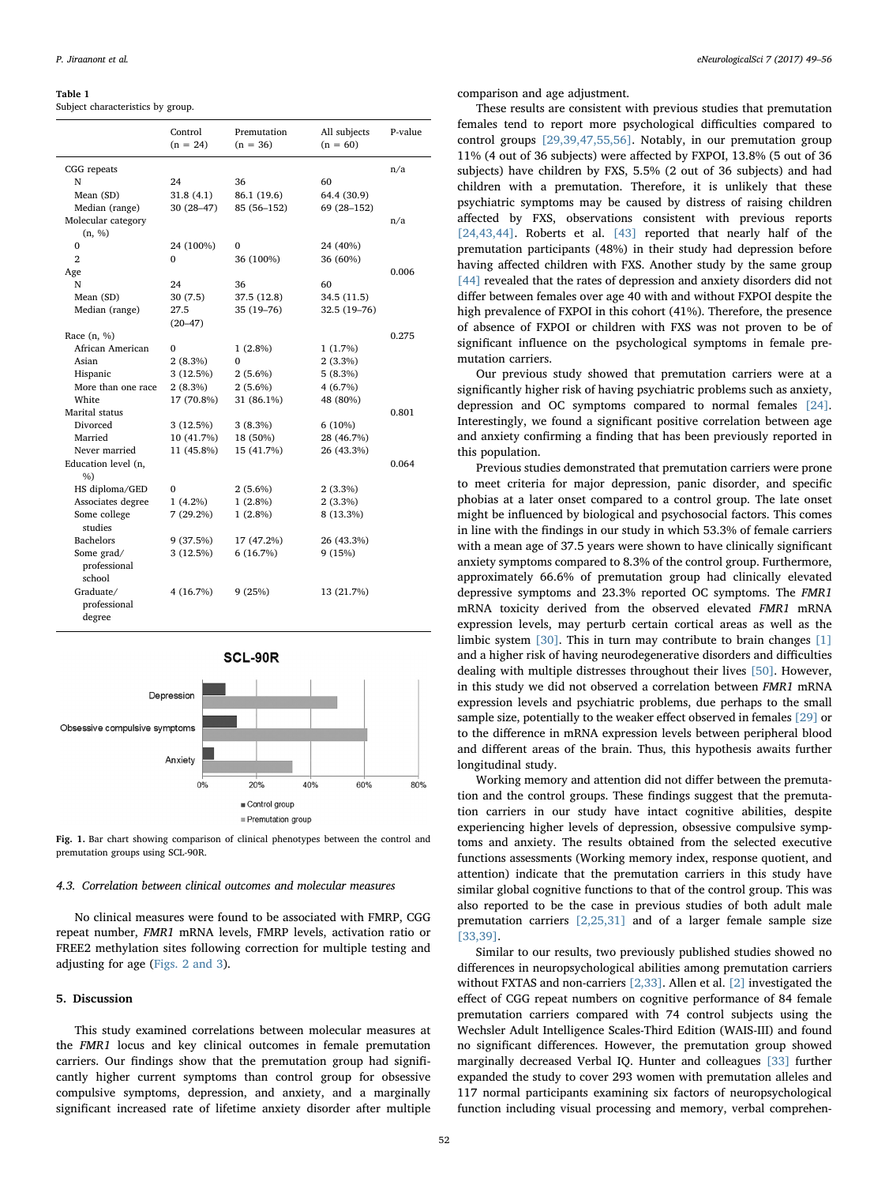**Table 1**
Subject characteristics by group.

| | Control (n = 24) | Premutation (n = 36) | All subjects (n = 60) | P-value |
|---|---|---|---|---|
| CGG repeats | | | | n/a |
| N | 24 | 36 | 60 | |
| Mean (SD) | 31.8 (4.1) | 86.1 (19.6) | 64.4 (30.9) | |
| Median (range) | 30 (28–47) | 85 (56–152) | 69 (28–152) | |
| Molecular category (n, %) | | | | n/a |
| 0 | 24 (100%) | 0 | 24 (40%) | |
| 2 | 0 | 36 (100%) | 36 (60%) | |
| Age | | | | 0.006 |
| N | 24 | 36 | 60 | |
| Mean (SD) | 30 (7.5) | 37.5 (12.8) | 34.5 (11.5) | |
| Median (range) | 27.5 (20–47) | 35 (19–76) | 32.5 (19–76) | |
| Race (n, %) | | | | 0.275 |
| African American | 0 | 1 (2.8%) | 1 (1.7%) | |
| Asian | 2 (8.3%) | 0 | 2 (3.3%) | |
| Hispanic | 3 (12.5%) | 2 (5.6%) | 5 (8.3%) | |
| More than one race | 2 (8.3%) | 2 (5.6%) | 4 (6.7%) | |
| White | 17 (70.8%) | 31 (86.1%) | 48 (80%) | |
| Marital status | | | | 0.801 |
| Divorced | 3 (12.5%) | 3 (8.3%) | 6 (10%) | |
| Married | 10 (41.7%) | 18 (50%) | 28 (46.7%) | |
| Never married | 11 (45.8%) | 15 (41.7%) | 26 (43.3%) | |
| Education level (n, %) | | | | 0.064 |
| HS diploma/GED | 0 | 2 (5.6%) | 2 (3.3%) | |
| Associates degree | 1 (4.2%) | 1 (2.8%) | 2 (3.3%) | |
| Some college studies | 7 (29.2%) | 1 (2.8%) | 8 (13.3%) | |
| Bachelors | 9 (37.5%) | 17 (47.2%) | 26 (43.3%) | |
| Some grad/ professional school | 3 (12.5%) | 6 (16.7%) | 9 (15%) | |
| Graduate/ professional degree | 4 (16.7%) | 9 (25%) | 13 (21.7%) | |

**Fig. 1.** Bar chart showing comparison of clinical phenotypes between the control and premutation groups using SCL-90R.

### 4.3. Correlation between clinical outcomes and molecular measures

No clinical measures were found to be associated with FMRP, CGG repeat number, *FMR1* mRNA levels, FMRP levels, activation ratio or FREE2 methylation sites following correction for multiple testing and adjusting for age (Figs. 2 and 3).

## 5. Discussion

This study examined correlations between molecular measures at the *FMR1* locus and key clinical outcomes in female premutation carriers. Our findings show that the premutation group had significantly higher current symptoms than control group for obsessive compulsive symptoms, depression, and anxiety, and a marginally significant increased rate of lifetime anxiety disorder after multiple comparison and age adjustment.

These results are consistent with previous studies that premutation females tend to report more psychological difficulties compared to control groups [29,39,47,55,56]. Notably, in our premutation group 11% (4 out of 36 subjects) were affected by FXPOI, 13.8% (5 out of 36 subjects) have children by FXS, 5.5% (2 out of 36 subjects) and had children with a premutation. Therefore, it is unlikely that these psychiatric symptoms may be caused by distress of raising children affected by FXS, observations consistent with previous reports [24,43,44]. Roberts et al. [43] reported that nearly half of the premutation participants (48%) in their study had depression before having affected children with FXS. Another study by the same group [44] revealed that the rates of depression and anxiety disorders did not differ between females over age 40 with and without FXPOI despite the high prevalence of FXPOI in this cohort (41%). Therefore, the presence of absence of FXPOI or children with FXS was not proven to be of significant influence on the psychological symptoms in female premutation carriers.

Our previous study showed that premutation carriers were at a significantly higher risk of having psychiatric problems such as anxiety, depression and OC symptoms compared to normal females [24]. Interestingly, we found a significant positive correlation between age and anxiety confirming a finding that has been previously reported in this population.

Previous studies demonstrated that premutation carriers were prone to meet criteria for major depression, panic disorder, and specific phobias at a later onset compared to a control group. The late onset might be influenced by biological and psychosocial factors. This comes in line with the findings in our study in which 53.3% of female carriers with a mean age of 37.5 years were shown to have clinically significant anxiety symptoms compared to 8.3% of the control group. Furthermore, approximately 66.6% of premutation group had clinically elevated depressive symptoms and 23.3% reported OC symptoms. The *FMR1* mRNA toxicity derived from the observed elevated *FMR1* mRNA expression levels, may perturb certain cortical areas as well as the limbic system [30]. This in turn may contribute to brain changes [1] and a higher risk of having neurodegenerative disorders and difficulties dealing with multiple distresses throughout their lives [50]. However, in this study we did not observed a correlation between *FMR1* mRNA expression levels and psychiatric problems, due perhaps to the small sample size, potentially to the weaker effect observed in females [29] or to the difference in mRNA expression levels between peripheral blood and different areas of the brain. Thus, this hypothesis awaits further longitudinal study.

Working memory and attention did not differ between the premutation and the control groups. These findings suggest that the premutation carriers in our study have intact cognitive abilities, despite experiencing higher levels of depression, obsessive compulsive symptoms and anxiety. The results obtained from the selected executive functions assessments (Working memory index, response quotient, and attention) indicate that the premutation carriers in this study have similar global cognitive functions to that of the control group. This was also reported to be the case in previous studies of both adult male premutation carriers [2,25,31] and of a larger female sample size [33,39].

Similar to our results, two previously published studies showed no differences in neuropsychological abilities among premutation carriers without FXTAS and non-carriers [2,33]. Allen et al. [2] investigated the effect of CGG repeat numbers on cognitive performance of 84 female premutation carriers compared with 74 control subjects using the Wechsler Adult Intelligence Scales-Third Edition (WAIS-III) and found no significant differences. However, the premutation group showed marginally decreased Verbal IQ. Hunter and colleagues [33] further expanded the study to cover 293 women with premutation alleles and 117 normal participants examining six factors of neuropsychological function including visual processing and memory, verbal comprehen-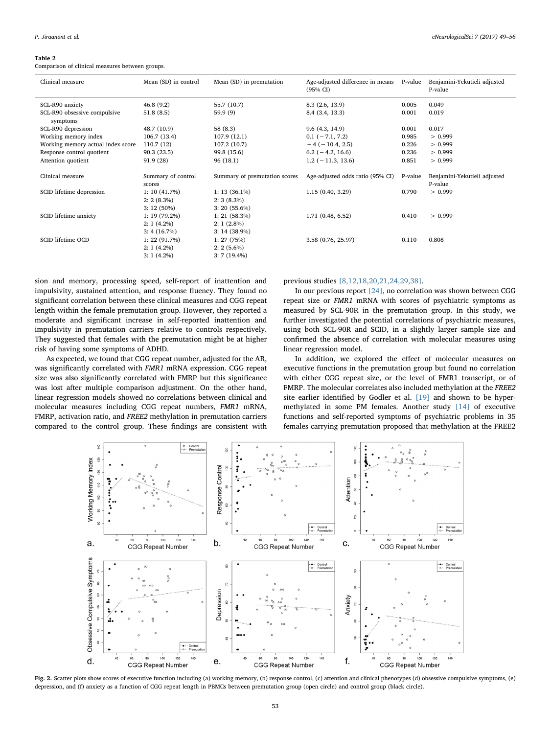**Table 2**
Comparison of clinical measures between groups.

| Clinical measure | Mean (SD) in control | Mean (SD) in premutation | Age-adjusted difference in means (95% CI) | P-value | Benjamini-Yekutieli adjusted P-value |
|---|---|---|---|---|---|
| SCL-R90 anxiety | 46.8 (9.2) | 55.7 (10.7) | 8.3 (2.6, 13.9) | 0.005 | 0.049 |
| SCL-R90 obsessive compulsive symptoms | 51.8 (8.5) | 59.9 (9) | 8.4 (3.4, 13.3) | 0.001 | 0.019 |
| SCL-R90 depression | 48.7 (10.9) | 58 (8.3) | 9.6 (4.3, 14.9) | 0.001 | 0.017 |
| Working memory index | 106.7 (13.4) | 107.9 (12.1) | 0.1 (− 7.1, 7.2) | 0.985 | > 0.999 |
| Working memory actual index score | 110.7 (12) | 107.2 (10.7) | − 4 (− 10.4, 2.5) | 0.226 | > 0.999 |
| Response control quotient | 90.3 (23.5) | 99.8 (15.6) | 6.2 (− 4.2, 16.6) | 0.236 | > 0.999 |
| Attention quotient | 91.9 (28) | 96 (18.1) | 1.2 (− 11.3, 13.6) | 0.851 | > 0.999 |
| **Clinical measure** | **Summary of control scores** | **Summary of premutation scores** | **Age-adjusted odds ratio (95% CI)** | **P-value** | **Benjamini-Yekutieli adjusted P-value** |
| SCID lifetime depression | 1: 10 (41.7%)<br>2: 2 (8.3%)<br>3: 12 (50%) | 1: 13 (36.1%)<br>2: 3 (8.3%)<br>3: 20 (55.6%) | 1.15 (0.40, 3.29) | 0.790 | > 0.999 |
| SCID lifetime anxiety | 1: 19 (79.2%)<br>2: 1 (4.2%)<br>3: 4 (16.7%) | 1: 21 (58.3%)<br>2: 1 (2.8%)<br>3: 14 (38.9%) | 1.71 (0.48, 6.52) | 0.410 | > 0.999 |
| SCID lifetime OCD | 1: 22 (91.7%)<br>2: 1 (4.2%)<br>3: 1 (4.2%) | 1: 27 (75%)<br>2: 2 (5.6%)<br>3: 7 (19.4%) | 3.58 (0.76, 25.97) | 0.110 | 0.808 |

sion and memory, processing speed, self-report of inattention and impulsivity, sustained attention, and response fluency. They found no significant correlation between these clinical measures and CGG repeat length within the female premutation group. However, they reported a moderate and significant increase in self-reported inattention and impulsivity in premutation carriers relative to controls respectively. They suggested that females with the premutation might be at higher risk of having some symptoms of ADHD.

As expected, we found that CGG repeat number, adjusted for the AR, was significantly correlated with *FMR1* mRNA expression. CGG repeat size was also significantly correlated with FMRP but this significance was lost after multiple comparison adjustment. On the other hand, linear regression models showed no correlations between clinical and molecular measures including CGG repeat numbers, *FMR1* mRNA, FMRP, activation ratio, and *FREE2* methylation in premutation carriers compared to the control group. These findings are consistent with previous studies [8,12,18,20,21,24,29,38].

In our previous report [24], no correlation was shown between CGG repeat size or *FMR1* mRNA with scores of psychiatric symptoms as measured by SCL-90R in the premutation group. In this study, we further investigated the potential correlations of psychiatric measures, using both SCL-90R and SCID, in a slightly larger sample size and confirmed the absence of correlation with molecular measures using linear regression model.

In addition, we explored the effect of molecular measures on executive functions in the premutation group but found no correlation with either CGG repeat size, or the level of FMR1 transcript, or of FMRP. The molecular correlates also included methylation at the *FREE2* site earlier identified by Godler et al. [19] and shown to be hypermethylated in some PM females. Another study [14] of executive functions and self-reported symptoms of psychiatric problems in 35 females carrying premutation proposed that methylation at the FREE2

**Fig. 2.** Scatter plots show scores of executive function including (a) working memory, (b) response control, (c) attention and clinical phenotypes (d) obsessive compulsive symptoms, (e) depression, and (f) anxiety as a function of CGG repeat length in PBMCs between premutation group (open circle) and control group (black circle).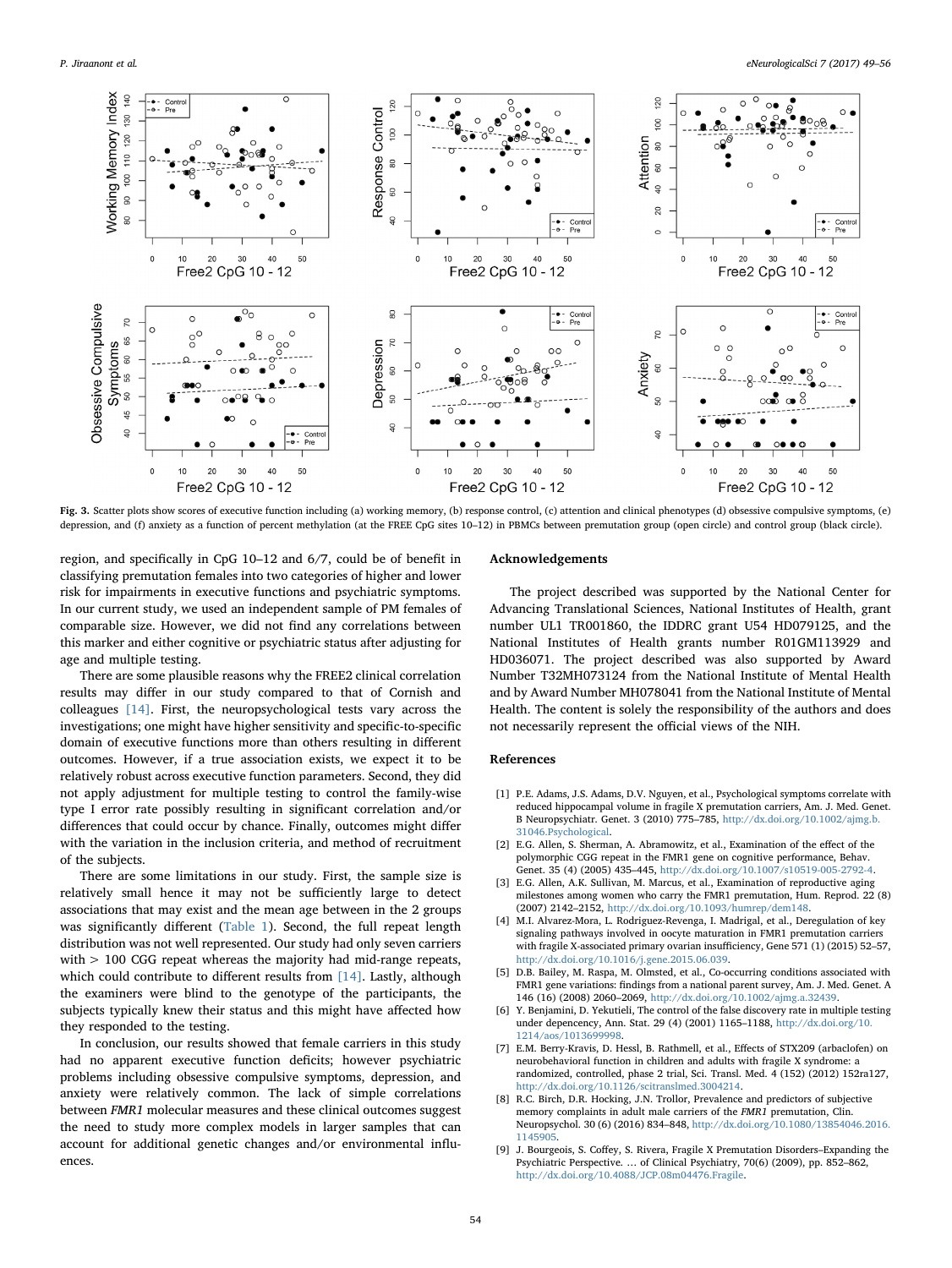Fig. 3. Scatter plots show scores of executive function including (a) working memory, (b) response control, (c) attention and clinical phenotypes (d) obsessive compulsive symptoms, (e) depression, and (f) anxiety as a function of percent methylation (at the FREE CpG sites 10–12) in PBMCs between premutation group (open circle) and control group (black circle).

region, and specifically in CpG 10–12 and 6/7, could be of benefit in classifying premutation females into two categories of higher and lower risk for impairments in executive functions and psychiatric symptoms. In our current study, we used an independent sample of PM females of comparable size. However, we did not find any correlations between this marker and either cognitive or psychiatric status after adjusting for age and multiple testing.

There are some plausible reasons why the FREE2 clinical correlation results may differ in our study compared to that of Cornish and colleagues [14]. First, the neuropsychological tests vary across the investigations; one might have higher sensitivity and specific-to-specific domain of executive functions more than others resulting in different outcomes. However, if a true association exists, we expect it to be relatively robust across executive function parameters. Second, they did not apply adjustment for multiple testing to control the family-wise type I error rate possibly resulting in significant correlation and/or differences that could occur by chance. Finally, outcomes might differ with the variation in the inclusion criteria, and method of recruitment of the subjects.

There are some limitations in our study. First, the sample size is relatively small hence it may not be sufficiently large to detect associations that may exist and the mean age between in the 2 groups was significantly different (Table 1). Second, the full repeat length distribution was not well represented. Our study had only seven carriers with > 100 CGG repeat whereas the majority had mid-range repeats, which could contribute to different results from [14]. Lastly, although the examiners were blind to the genotype of the participants, the subjects typically knew their status and this might have affected how they responded to the testing.

In conclusion, our results showed that female carriers in this study had no apparent executive function deficits; however psychiatric problems including obsessive compulsive symptoms, depression, and anxiety were relatively common. The lack of simple correlations between *FMR1* molecular measures and these clinical outcomes suggest the need to study more complex models in larger samples that can account for additional genetic changes and/or environmental influences.

## Acknowledgements

The project described was supported by the National Center for Advancing Translational Sciences, National Institutes of Health, grant number UL1 TR001860, the IDDRC grant U54 HD079125, and the National Institutes of Health grants numbers R01GM113929 and HD036071. The project described was also supported by Award Number T32MH073124 from the National Institute of Mental Health and by Award Number MH078041 from the National Institute of Mental Health. The content is solely the responsibility of the authors and does not necessarily represent the official views of the NIH.

## References

[1] P.E. Adams, J.S. Adams, D.V. Nguyen, et al., Psychological symptoms correlate with reduced hippocampal volume in fragile X premutation carriers, Am. J. Med. Genet. B Neuropsychiatr. Genet. 3 (2010) 775–785, http://dx.doi.org/10.1002/ajmg.b.31046.Psychological.

[2] E.G. Allen, S. Sherman, A. Abramowitz, et al., Examination of the effect of the polymorphic CGG repeat in the FMR1 gene on cognitive performance, Behav. Genet. 35 (4) (2005) 435–445, http://dx.doi.org/10.1007/s10519-005-2792-4.

[3] E.G. Allen, A.K. Sullivan, M. Marcus, et al., Examination of reproductive aging milestones among women who carry the FMR1 premutation, Hum. Reprod. 22 (8) (2007) 2142–2152, http://dx.doi.org/10.1093/humrep/dem148.

[4] M.I. Alvarez-Mora, L. Rodriguez-Revenga, I. Madrigal, et al., Deregulation of key signaling pathways involved in oocyte maturation in FMR1 premutation carriers with fragile X-associated primary ovarian insufficiency, Gene 571 (1) (2015) 52–57, http://dx.doi.org/10.1016/j.gene.2015.06.039.

[5] D.B. Bailey, M. Raspa, M. Olmsted, et al., Co-occurring conditions associated with FMR1 gene variations: findings from a national parent survey, Am. J. Med. Genet. A 146 (16) (2008) 2060–2069, http://dx.doi.org/10.1002/ajmg.a.32439.

[6] Y. Benjamini, D. Yekutieli, The control of the false discovery rate in multiple testing under depencency, Ann. Stat. 29 (4) (2001) 1165–1188, http://dx.doi.org/10.1214/aos/1013699998.

[7] E.M. Berry-Kravis, D. Hessl, B. Rathmell, et al., Effects of STX209 (arbaclofen) on neurobehavioral function in children and adults with fragile X syndrome: a randomized, controlled, phase 2 trial, Sci. Transl. Med. 4 (152) (2012) 152ra127, http://dx.doi.org/10.1126/scitranslmed.3004214.

[8] R.C. Birch, D.R. Hocking, J.N. Trollor, Prevalence and predictors of subjective memory complaints in adult male carriers of the *FMR1* premutation, Clin. Neuropsychol. 30 (6) (2016) 834–848, http://dx.doi.org/10.1080/13854046.2016.1145905.

[9] J. Bourgeois, S. Coffey, S. Rivera, Fragile X Premutation Disorders–Expanding the Psychiatric Perspective. … of Clinical Psychiatry, 70(6) (2009), pp. 852–862, http://dx.doi.org/10.4088/JCP.08m04476.Fragile.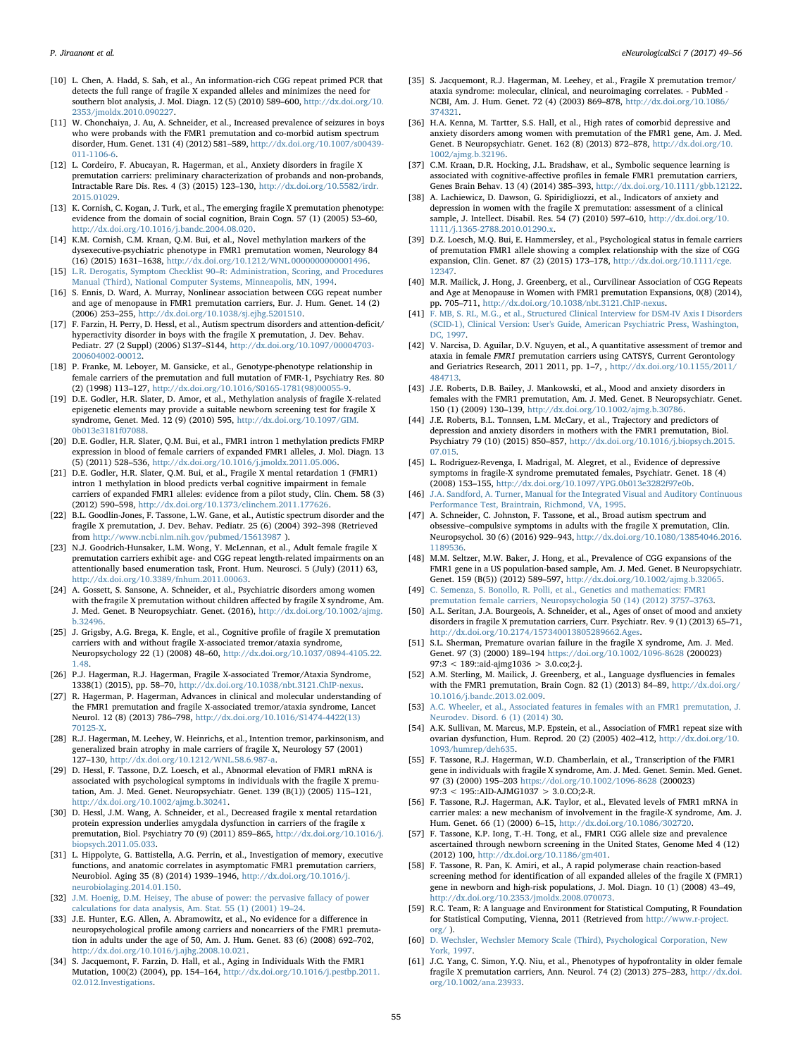[10] L. Chen, A. Hadd, S. Sah, et al., An information-rich CGG repeat primed PCR that detects the full range of fragile X expanded alleles and minimizes the need for southern blot analysis, J. Mol. Diagn. 12 (5) (2010) 589–600, http://dx.doi.org/10.2353/jmoldx.2010.090227.

[11] W. Chonchaiya, J. Au, A. Schneider, et al., Increased prevalence of seizures in boys who were probands with the FMR1 premutation and co-morbid autism spectrum disorder, Hum. Genet. 131 (4) (2012) 581–589, http://dx.doi.org/10.1007/s00439-011-1106-6.

[12] L. Cordeiro, F. Abucayan, R. Hagerman, et al., Anxiety disorders in fragile X premutation carriers: preliminary characterization of probands and non-probands, Intractable Rare Dis. Res. 4 (3) (2015) 123–130, http://dx.doi.org/10.5582/irdr.2015.01029.

[13] K. Cornish, C. Kogan, J. Turk, et al., The emerging fragile X premutation phenotype: evidence from the domain of social cognition, Brain Cogn. 57 (1) (2005) 53–60, http://dx.doi.org/10.1016/j.bandc.2004.08.020.

[14] K.M. Cornish, C.M. Kraan, Q.M. Bui, et al., Novel methylation markers of the dysexecutive-psychiatric phenotype in FMR1 premutation women, Neurology 84 (16) (2015) 1631–1638, http://dx.doi.org/10.1212/WNL.0000000000001496.

[15] L.R. Derogatis, Symptom Checklist 90–R: Administration, Scoring, and Procedures Manual (Third), National Computer Systems, Minneapolis, MN, 1994.

[16] S. Ennis, D. Ward, A. Murray, Nonlinear association between CGG repeat number and age of menopause in FMR1 premutation carriers, Eur. J. Hum. Genet. 14 (2) (2006) 253–255, http://dx.doi.org/10.1038/sj.ejhg.5201510.

[17] F. Farzin, H. Perry, D. Hessl, et al., Autism spectrum disorders and attention-deficit/hyperactivity disorder in boys with the fragile X premutation, J. Dev. Behav. Pediatr. 27 (2 Suppl) (2006) S137–S144, http://dx.doi.org/10.1097/00004703-200604002-00012.

[18] P. Franke, M. Leboyer, M. Gansicke, et al., Genotype-phenotype relationship in female carriers of the premutation and full mutation of FMR-1, Psychiatry Res. 80 (2) (1998) 113–127, http://dx.doi.org/10.1016/S0165-1781(98)00055-9.

[19] D.E. Godler, H.R. Slater, D. Amor, et al., Methylation analysis of fragile X-related epigenetic elements may provide a suitable newborn screening test for fragile X syndrome, Genet. Med. 12 (9) (2010) 595, http://dx.doi.org/10.1097/GIM.0b013e3181f07088.

[20] D.E. Godler, H.R. Slater, Q.M. Bui, et al., FMR1 intron 1 methylation predicts FMRP expression in blood of female carriers of expanded FMR1 alleles, J. Mol. Diagn. 13 (5) (2011) 528–536, http://dx.doi.org/10.1016/j.jmoldx.2011.05.006.

[21] D.E. Godler, H.R. Slater, Q.M. Bui, et al., Fragile X mental retardation 1 (FMR1) intron 1 methylation in blood predicts verbal cognitive impairment in female carriers of expanded FMR1 alleles: evidence from a pilot study, Clin. Chem. 58 (3) (2012) 590–598, http://dx.doi.org/10.1373/clinchem.2011.177626.

[22] B.L. Goodlin-Jones, F. Tassone, L.W. Gane, et al., Autistic spectrum disorder and the fragile X premutation, J. Dev. Behav. Pediatr. 25 (6) (2004) 392–398 (Retrieved from http://www.ncbi.nlm.nih.gov/pubmed/15613987 ).

[23] N.J. Goodrich-Hunsaker, L.M. Wong, Y. McLennan, et al., Adult female fragile X premutation carriers exhibit age- and CGG repeat length-related impairments on an attentionally based enumeration task, Front. Hum. Neurosci. 5 (July) (2011) 63, http://dx.doi.org/10.3389/fnhum.2011.00063.

[24] A. Gossett, S. Sansone, A. Schneider, et al., Psychiatric disorders among women with the fragile X premutation without children affected by fragile X syndrome, Am. J. Med. Genet. B Neuropsychiatr. Genet. (2016), http://dx.doi.org/10.1002/ajmg.b.32496.

[25] J. Grigsby, A.G. Brega, K. Engle, et al., Cognitive profile of fragile X premutation carriers with and without fragile X-associated tremor/ataxia syndrome, Neuropsychology 22 (1) (2008) 48–60, http://dx.doi.org/10.1037/0894-4105.22.1.48.

[26] P.J. Hagerman, R.J. Hagerman, Fragile X-associated Tremor/Ataxia Syndrome, 1338(1) (2015), pp. 58–70, http://dx.doi.org/10.1038/nbt.3121.ChIP-nexus.

[27] R. Hagerman, P. Hagerman, Advances in clinical and molecular understanding of the FMR1 premutation and fragile X-associated tremor/ataxia syndrome, Lancet Neurol. 12 (8) (2013) 786–798, http://dx.doi.org/10.1016/S1474-4422(13)70125-X.

[28] R.J. Hagerman, M. Leehey, W. Heinrichs, et al., Intention tremor, parkinsonism, and generalized brain atrophy in male carriers of fragile X, Neurology 57 (2001) 127–130, http://dx.doi.org/10.1212/WNL.58.6.987-a.

[29] D. Hessl, F. Tassone, D.Z. Loesch, et al., Abnormal elevation of FMR1 mRNA is associated with psychological symptoms in individuals with the fragile X premutation, Am. J. Med. Genet. Neuropsychiatr. Genet. 139 (B(1)) (2005) 115–121, http://dx.doi.org/10.1002/ajmg.b.30241.

[30] D. Hessl, J.M. Wang, A. Schneider, et al., Decreased fragile x mental retardation protein expression underlies amygdala dysfunction in carriers of the fragile x premutation, Biol. Psychiatry 70 (9) (2011) 859–865, http://dx.doi.org/10.1016/j.biopsych.2011.05.033.

[31] L. Hippolyte, G. Battistella, A.G. Perrin, et al., Investigation of memory, executive functions, and anatomic correlates in asymptomatic FMR1 premutation carriers, Neurobiol. Aging 35 (8) (2014) 1939–1946, http://dx.doi.org/10.1016/j.neurobiolaging.2014.01.150.

[32] J.M. Hoenig, D.M. Heisey, The abuse of power: the pervasive fallacy of power calculations for data analysis, Am. Stat. 55 (1) (2001) 19–24.

[33] J.E. Hunter, E.G. Allen, A. Abramowitz, et al., No evidence for a difference in neuropsychological profile among carriers and noncarriers of the FMR1 premutation in adults under the age of 50, Am. J. Hum. Genet. 83 (6) (2008) 692–702, http://dx.doi.org/10.1016/j.ajhg.2008.10.021.

[34] S. Jacquemont, F. Farzin, D. Hall, et al., Aging in Individuals With the FMR1 Mutation, 100(2) (2004), pp. 154–164, http://dx.doi.org/10.1016/j.pestbp.2011.02.012.Investigations.

[35] S. Jacquemont, R.J. Hagerman, M. Leehey, et al., Fragile X premutation tremor/ataxia syndrome: molecular, clinical, and neuroimaging correlates. - PubMed - NCBI, Am. J. Hum. Genet. 72 (4) (2003) 869–878, http://dx.doi.org/10.1086/374321.

[36] H.A. Kenna, M. Tartter, S.S. Hall, et al., High rates of comorbid depressive and anxiety disorders among women with premutation of the FMR1 gene, Am. J. Med. Genet. B Neuropsychiatr. Genet. 162 (8) (2013) 872–878, http://dx.doi.org/10.1002/ajmg.b.32196.

[37] C.M. Kraan, D.R. Hocking, J.L. Bradshaw, et al., Symbolic sequence learning is associated with cognitive-affective profiles in female FMR1 premutation carriers, Genes Brain Behav. 13 (4) (2014) 385–393, http://dx.doi.org/10.1111/gbb.12122.

[38] A. Lachiewicz, D. Dawson, G. Spiridigliozzi, et al., Indicators of anxiety and depression in women with the fragile X premutation: assessment of a clinical sample, J. Intellect. Disabil. Res. 54 (7) (2010) 597–610, http://dx.doi.org/10.1111/j.1365-2788.2010.01290.x.

[39] D.Z. Loesch, M.Q. Bui, E. Hammersley, et al., Psychological status in female carriers of premutation FMR1 allele showing a complex relationship with the size of CGG expansion, Clin. Genet. 87 (2) (2015) 173–178, http://dx.doi.org/10.1111/cge.12347.

[40] M.R. Mailick, J. Hong, J. Greenberg, et al., Curvilinear Association of CGG Repeats and Age at Menopause in Women with FMR1 premutation Expansions, 0(8) (2014), pp. 705–711, http://dx.doi.org/10.1038/nbt.3121.ChIP-nexus.

[41] F. MB, S. RL, M.G., et al., Structured Clinical Interview for DSM-IV Axis I Disorders (SCID-1), Clinical Version: User's Guide, American Psychiatric Press, Washington, DC, 1997.

[42] V. Narcisa, D. Aguilar, D.V. Nguyen, et al., A quantitative assessment of tremor and ataxia in female *FMR1* premutation carriers using CATSYS, Current Gerontology and Geriatrics Research, 2011 2011, pp. 1–7, , http://dx.doi.org/10.1155/2011/484713.

[43] J.E. Roberts, D.B. Bailey, J. Mankowski, et al., Mood and anxiety disorders in females with the FMR1 premutation, Am. J. Med. Genet. B Neuropsychiatr. Genet. 150 (1) (2009) 130–139, http://dx.doi.org/10.1002/ajmg.b.30786.

[44] J.E. Roberts, B.L. Tonnsen, L.M. McCary, et al., Trajectory and predictors of depression and anxiety disorders in mothers with the FMR1 premutation, Biol. Psychiatry 79 (10) (2015) 850–857, http://dx.doi.org/10.1016/j.biopsych.2015.07.015.

[45] L. Rodriguez-Revenga, I. Madrigal, M. Alegret, et al., Evidence of depressive symptoms in fragile-X syndrome premutated females, Psychiatr. Genet. 18 (4) (2008) 153–155, http://dx.doi.org/10.1097/YPG.0b013e3282f97e0b.

[46] J.A. Sandford, A. Turner, Manual for the Integrated Visual and Auditory Continuous Performance Test, Braintrain, Richmond, VA, 1995.

[47] A. Schneider, C. Johnston, F. Tassone, et al., Broad autism spectrum and obsessive–compulsive symptoms in adults with the fragile X premutation, Clin. Neuropsychol. 30 (6) (2016) 929–943, http://dx.doi.org/10.1080/13854046.2016.1189536.

[48] M.M. Seltzer, M.W. Baker, J. Hong, et al., Prevalence of CGG expansions of the FMR1 gene in a US population-based sample, Am. J. Med. Genet. B Neuropsychiatr. Genet. 159 (B(5)) (2012) 589–597, http://dx.doi.org/10.1002/ajmg.b.32065.

[49] C. Semenza, S. Bonollo, R. Polli, et al., Genetics and mathematics: FMR1 premutation female carriers, Neuropsychologia 50 (14) (2012) 3757–3763.

[50] A.L. Seritan, J.A. Bourgeois, A. Schneider, et al., Ages of onset of mood and anxiety disorders in fragile X premutation carriers, Curr. Psychiatr. Rev. 9 (1) (2013) 65–71, http://dx.doi.org/10.2174/157340013805289662.Ages.

[51] S.L. Sherman, Premature ovarian failure in the fragile X syndrome, Am. J. Med. Genet. 97 (3) (2000) 189–194 https://doi.org/10.1002/1096-8628 (200023) 97:3 < 189::aid-ajmg1036 > 3.0.co;2-j.

[52] A.M. Sterling, M. Mailick, J. Greenberg, et al., Language dysfluencies in females with the FMR1 premutation, Brain Cogn. 82 (1) (2013) 84–89, http://dx.doi.org/10.1016/j.bandc.2013.02.009.

[53] A.C. Wheeler, et al., Associated features in females with an FMR1 premutation, J. Neurodev. Disord. 6 (1) (2014) 30.

[54] A.K. Sullivan, M. Marcus, M.P. Epstein, et al., Association of FMR1 repeat size with ovarian dysfunction, Hum. Reprod. 20 (2) (2005) 402–412, http://dx.doi.org/10.1093/humrep/deh635.

[55] F. Tassone, R.J. Hagerman, W.D. Chamberlain, et al., Transcription of the FMR1 gene in individuals with fragile X syndrome, Am. J. Med. Genet. Semin. Med. Genet. 97 (3) (2000) 195–203 https://doi.org/10.1002/1096-8628 (200023) 97:3 < 195::AID-AJMG1037 > 3.0.CO;2-R.

[56] F. Tassone, R.J. Hagerman, A.K. Taylor, et al., Elevated levels of FMR1 mRNA in carrier males: a new mechanism of involvement in the fragile-X syndrome, Am. J. Hum. Genet. 66 (1) (2000) 6–15, http://dx.doi.org/10.1086/302720.

[57] F. Tassone, K.P. Iong, T.-H. Tong, et al., FMR1 CGG allele size and prevalence ascertained through newborn screening in the United States, Genome Med 4 (12) (2012) 100, http://dx.doi.org/10.1186/gm401.

[58] F. Tassone, R. Pan, K. Amiri, et al., A rapid polymerase chain reaction-based screening method for identification of all expanded alleles of the fragile X (FMR1) gene in newborn and high-risk populations, J. Mol. Diagn. 10 (1) (2008) 43–49, http://dx.doi.org/10.2353/jmoldx.2008.070073.

[59] R.C. Team, R: A language and Environment for Statistical Computing, R Foundation for Statistical Computing, Vienna, 2011 (Retrieved from http://www.r-project.org/ ).

[60] D. Wechsler, Wechsler Memory Scale (Third), Psychological Corporation, New York, 1997.

[61] J.C. Yang, C. Simon, Y.Q. Niu, et al., Phenotypes of hypofrontality in older female fragile X premutation carriers, Ann. Neurol. 74 (2) (2013) 275–283, http://dx.doi.org/10.1002/ana.23933.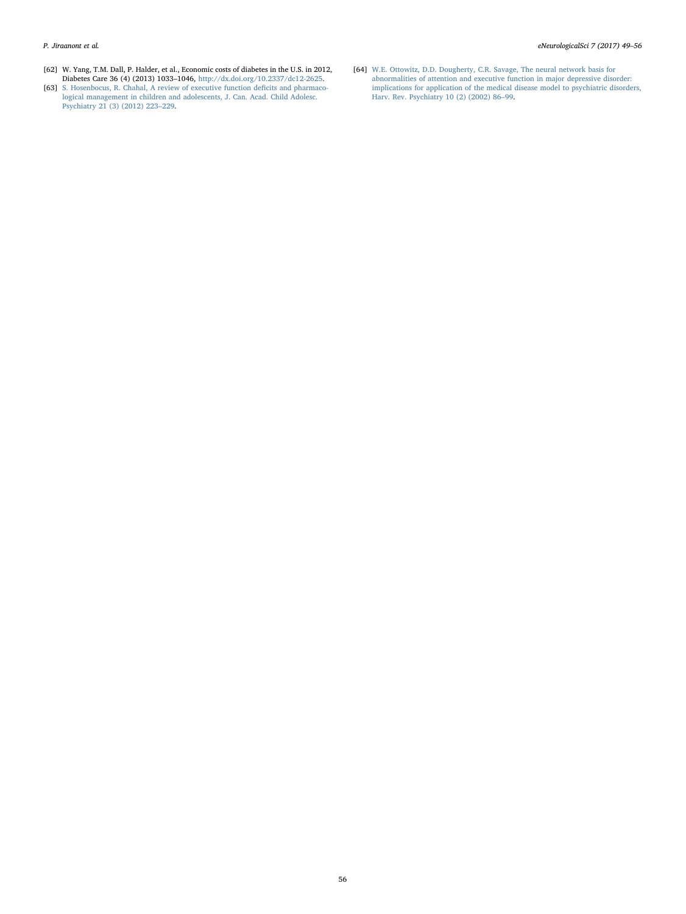[62] W. Yang, T.M. Dall, P. Halder, et al., Economic costs of diabetes in the U.S. in 2012, Diabetes Care 36 (4) (2013) 1033–1046, http://dx.doi.org/10.2337/dc12-2625.

[63] S. Hosenbocus, R. Chahal, A review of executive function deficits and pharmacological management in children and adolescents, J. Can. Acad. Child Adolesc. Psychiatry 21 (3) (2012) 223–229.

[64] W.E. Ottowitz, D.D. Dougherty, C.R. Savage, The neural network basis for abnormalities of attention and executive function in major depressive disorder: implications for application of the medical disease model to psychiatric disorders, Harv. Rev. Psychiatry 10 (2) (2002) 86–99.